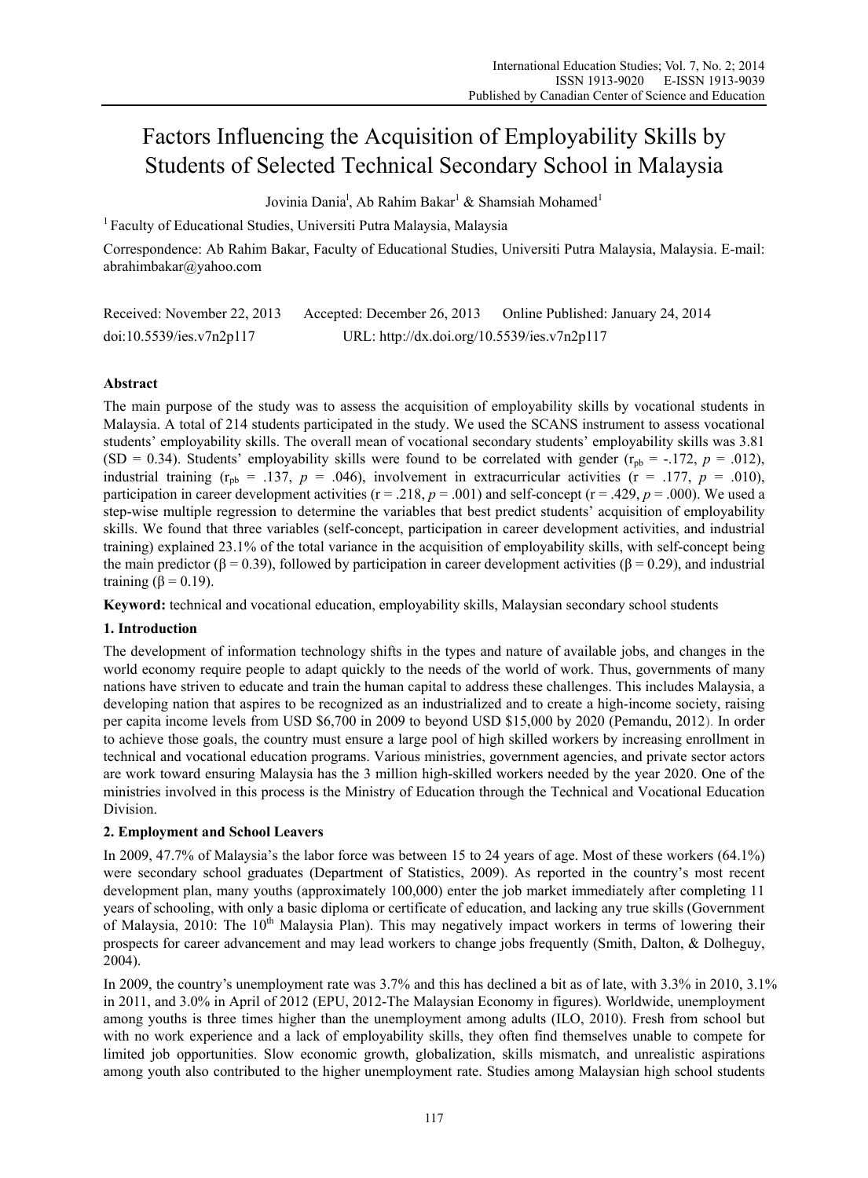# Factors Influencing the Acquisition of Employability Skills by Students of Selected Technical Secondary School in Malaysia

Jovinia Dania[1], Ab Rahim Bakar[1] & Shamsiah Mohamed[1]

[1] Faculty of Educational Studies, Universiti Putra Malaysia, Malaysia

Correspondence: Ab Rahim Bakar, Faculty of Educational Studies, Universiti Putra Malaysia, Malaysia. E-mail: abrahimbakar@yahoo.com

Received: November 22, 2013 Accepted: December 26, 2013 Online Published: January 24, 2014

doi:10.5539/ies.v7n2p117 URL: http://dx.doi.org/10.5539/ies.v7n2p117

## Abstract

The main purpose of the study was to assess the acquisition of employability skills by vocational students in Malaysia. A total of 214 students participated in the study. We used the SCANS instrument to assess vocational students' employability skills. The overall mean of vocational secondary students' employability skills was 3.81 (SD = 0.34). Students' employability skills were found to be correlated with gender ($r_{pb}$ = -.172, $p$ = .012), industrial training ($r_{pb}$ = .137, $p$ = .046), involvement in extracurricular activities ($r$ = .177, $p$ = .010), participation in career development activities ($r$ = .218, $p$ = .001) and self-concept ($r$ = .429, $p$ = .000). We used a step-wise multiple regression to determine the variables that best predict students' acquisition of employability skills. We found that three variables (self-concept, participation in career development activities, and industrial training) explained 23.1% of the total variance in the acquisition of employability skills, with self-concept being the main predictor ($\beta$ = 0.39), followed by participation in career development activities ($\beta$ = 0.29), and industrial training ($\beta$ = 0.19).

**Keyword:** technical and vocational education, employability skills, Malaysian secondary school students

## 1. Introduction

The development of information technology shifts in the types and nature of available jobs, and changes in the world economy require people to adapt quickly to the needs of the world of work. Thus, governments of many nations have striven to educate and train the human capital to address these challenges. This includes Malaysia, a developing nation that aspires to be recognized as an industrialized and to create a high-income society, raising per capita income levels from USD $6,700 in 2009 to beyond USD $15,000 by 2020 (Pemandu, 2012). In order to achieve those goals, the country must ensure a large pool of high skilled workers by increasing enrollment in technical and vocational education programs. Various ministries, government agencies, and private sector actors are work toward ensuring Malaysia has the 3 million high-skilled workers needed by the year 2020. One of the ministries involved in this process is the Ministry of Education through the Technical and Vocational Education Division.

## 2. Employment and School Leavers

In 2009, 47.7% of Malaysia's the labor force was between 15 to 24 years of age. Most of these workers (64.1%) were secondary school graduates (Department of Statistics, 2009). As reported in the country's most recent development plan, many youths (approximately 100,000) enter the job market immediately after completing 11 years of schooling, with only a basic diploma or certificate of education, and lacking any true skills (Government of Malaysia, 2010: The 10th Malaysia Plan). This may negatively impact workers in terms of lowering their prospects for career advancement and may lead workers to change jobs frequently (Smith, Dalton, & Dolheguy, 2004).

In 2009, the country's unemployment rate was 3.7% and this has declined a bit as of late, with 3.3% in 2010, 3.1% in 2011, and 3.0% in April of 2012 (EPU, 2012-The Malaysian Economy in figures). Worldwide, unemployment among youths is three times higher than the unemployment among adults (ILO, 2010). Fresh from school but with no work experience and a lack of employability skills, they often find themselves unable to compete for limited job opportunities. Slow economic growth, globalization, skills mismatch, and unrealistic aspirations among youth also contributed to the higher unemployment rate. Studies among Malaysian high school students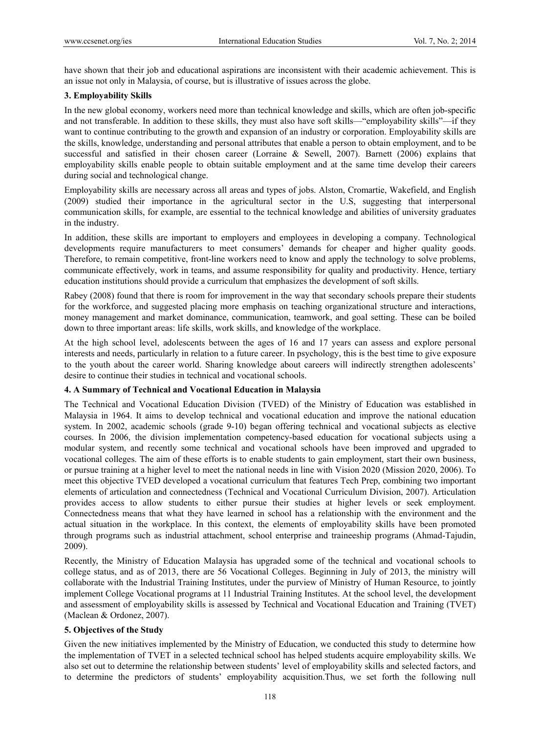have shown that their job and educational aspirations are inconsistent with their academic achievement. This is an issue not only in Malaysia, of course, but is illustrative of issues across the globe.

## 3. Employability Skills

In the new global economy, workers need more than technical knowledge and skills, which are often job-specific and not transferable. In addition to these skills, they must also have soft skills—"employability skills"—if they want to continue contributing to the growth and expansion of an industry or corporation. Employability skills are the skills, knowledge, understanding and personal attributes that enable a person to obtain employment, and to be successful and satisfied in their chosen career (Lorraine & Sewell, 2007). Barnett (2006) explains that employability skills enable people to obtain suitable employment and at the same time develop their careers during social and technological change.

Employability skills are necessary across all areas and types of jobs. Alston, Cromartie, Wakefield, and English (2009) studied their importance in the agricultural sector in the U.S, suggesting that interpersonal communication skills, for example, are essential to the technical knowledge and abilities of university graduates in the industry.

In addition, these skills are important to employers and employees in developing a company. Technological developments require manufacturers to meet consumers' demands for cheaper and higher quality goods. Therefore, to remain competitive, front-line workers need to know and apply the technology to solve problems, communicate effectively, work in teams, and assume responsibility for quality and productivity. Hence, tertiary education institutions should provide a curriculum that emphasizes the development of soft skills.

Rabey (2008) found that there is room for improvement in the way that secondary schools prepare their students for the workforce, and suggested placing more emphasis on teaching organizational structure and interactions, money management and market dominance, communication, teamwork, and goal setting. These can be boiled down to three important areas: life skills, work skills, and knowledge of the workplace.

At the high school level, adolescents between the ages of 16 and 17 years can assess and explore personal interests and needs, particularly in relation to a future career. In psychology, this is the best time to give exposure to the youth about the career world. Sharing knowledge about careers will indirectly strengthen adolescents' desire to continue their studies in technical and vocational schools.

## 4. A Summary of Technical and Vocational Education in Malaysia

The Technical and Vocational Education Division (TVED) of the Ministry of Education was established in Malaysia in 1964. It aims to develop technical and vocational education and improve the national education system. In 2002, academic schools (grade 9-10) began offering technical and vocational subjects as elective courses. In 2006, the division implementation competency-based education for vocational subjects using a modular system, and recently some technical and vocational schools have been improved and upgraded to vocational colleges. The aim of these efforts is to enable students to gain employment, start their own business, or pursue training at a higher level to meet the national needs in line with Vision 2020 (Mission 2020, 2006). To meet this objective TVED developed a vocational curriculum that features Tech Prep, combining two important elements of articulation and connectedness (Technical and Vocational Curriculum Division, 2007). Articulation provides access to allow students to either pursue their studies at higher levels or seek employment. Connectedness means that what they have learned in school has a relationship with the environment and the actual situation in the workplace. In this context, the elements of employability skills have been promoted through programs such as industrial attachment, school enterprise and traineeship programs (Ahmad-Tajudin, 2009).

Recently, the Ministry of Education Malaysia has upgraded some of the technical and vocational schools to college status, and as of 2013, there are 56 Vocational Colleges. Beginning in July of 2013, the ministry will collaborate with the Industrial Training Institutes, under the purview of Ministry of Human Resource, to jointly implement College Vocational programs at 11 Industrial Training Institutes. At the school level, the development and assessment of employability skills is assessed by Technical and Vocational Education and Training (TVET) (Maclean & Ordonez, 2007).

## 5. Objectives of the Study

Given the new initiatives implemented by the Ministry of Education, we conducted this study to determine how the implementation of TVET in a selected technical school has helped students acquire employability skills. We also set out to determine the relationship between students' level of employability skills and selected factors, and to determine the predictors of students' employability acquisition.Thus, we set forth the following null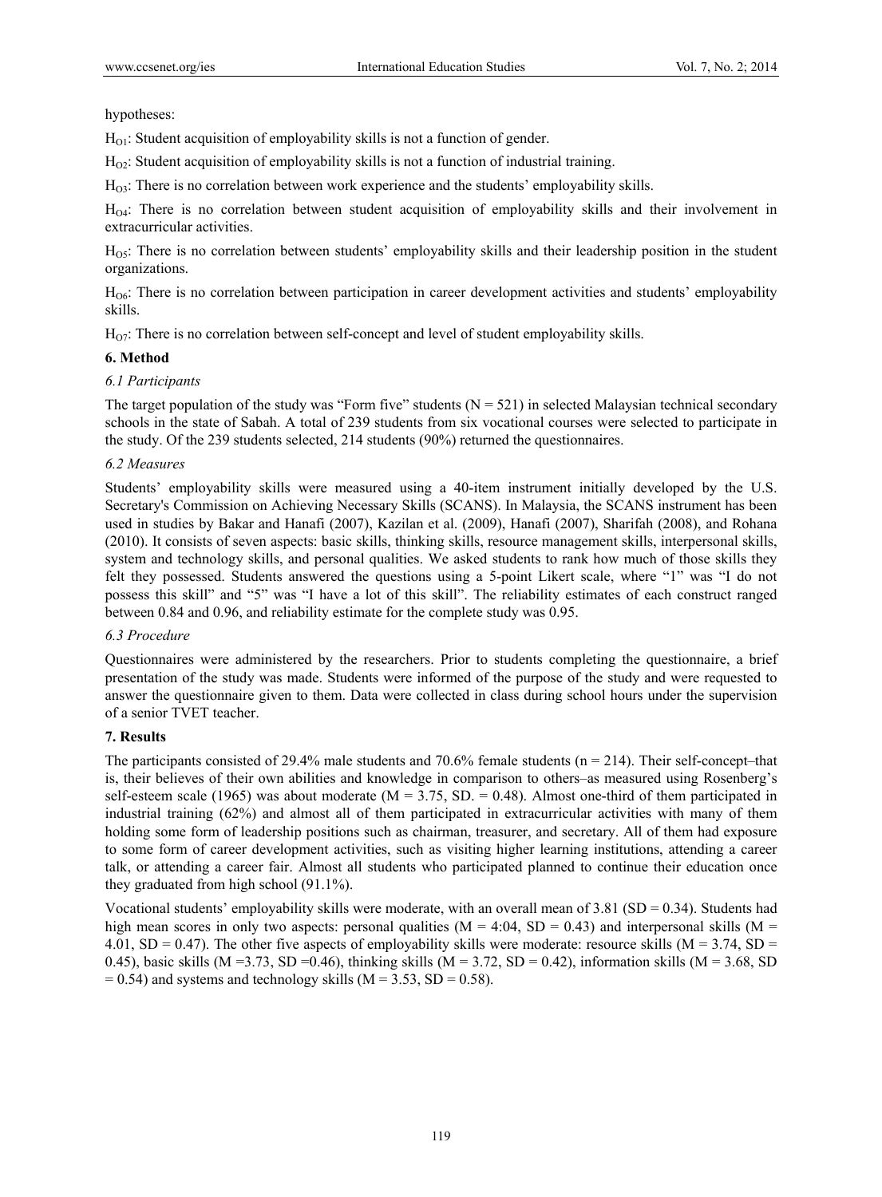hypotheses:

$H_{O1}$: Student acquisition of employability skills is not a function of gender.

$H_{O2}$: Student acquisition of employability skills is not a function of industrial training.

$H_{O3}$: There is no correlation between work experience and the students' employability skills.

$H_{O4}$: There is no correlation between student acquisition of employability skills and their involvement in extracurricular activities.

$H_{O5}$: There is no correlation between students' employability skills and their leadership position in the student organizations.

$H_{O6}$: There is no correlation between participation in career development activities and students' employability skills.

$H_{O7}$: There is no correlation between self-concept and level of student employability skills.

## 6. Method

### 6.1 Participants

The target population of the study was "Form five" students ($N = 521$) in selected Malaysian technical secondary schools in the state of Sabah. A total of 239 students from six vocational courses were selected to participate in the study. Of the 239 students selected, 214 students (90%) returned the questionnaires.

### 6.2 Measures

Students' employability skills were measured using a 40-item instrument initially developed by the U.S. Secretary's Commission on Achieving Necessary Skills (SCANS). In Malaysia, the SCANS instrument has been used in studies by Bakar and Hanafi (2007), Kazilan et al. (2009), Hanafi (2007), Sharifah (2008), and Rohana (2010). It consists of seven aspects: basic skills, thinking skills, resource management skills, interpersonal skills, system and technology skills, and personal qualities. We asked students to rank how much of those skills they felt they possessed. Students answered the questions using a 5-point Likert scale, where "1" was "I do not possess this skill" and "5" was "I have a lot of this skill". The reliability estimates of each construct ranged between 0.84 and 0.96, and reliability estimate for the complete study was 0.95.

### 6.3 Procedure

Questionnaires were administered by the researchers. Prior to students completing the questionnaire, a brief presentation of the study was made. Students were informed of the purpose of the study and were requested to answer the questionnaire given to them. Data were collected in class during school hours under the supervision of a senior TVET teacher.

## 7. Results

The participants consisted of 29.4% male students and 70.6% female students ($n = 214$). Their self-concept–that is, their believes of their own abilities and knowledge in comparison to others–as measured using Rosenberg's self-esteem scale (1965) was about moderate ($M = 3.75$, $SD. = 0.48$). Almost one-third of them participated in industrial training (62%) and almost all of them participated in extracurricular activities with many of them holding some form of leadership positions such as chairman, treasurer, and secretary. All of them had exposure to some form of career development activities, such as visiting higher learning institutions, attending a career talk, or attending a career fair. Almost all students who participated planned to continue their education once they graduated from high school (91.1%).

Vocational students' employability skills were moderate, with an overall mean of 3.81 ($SD = 0.34$). Students had high mean scores in only two aspects: personal qualities ($M = 4:04$, $SD = 0.43$) and interpersonal skills ($M = 4.01$, $SD = 0.47$). The other five aspects of employability skills were moderate: resource skills ($M = 3.74$, $SD = 0.45$), basic skills ($M = 3.73$, $SD = 0.46$), thinking skills ($M = 3.72$, $SD = 0.42$), information skills ($M = 3.68$, $SD = 0.54$) and systems and technology skills ($M = 3.53$, $SD = 0.58$).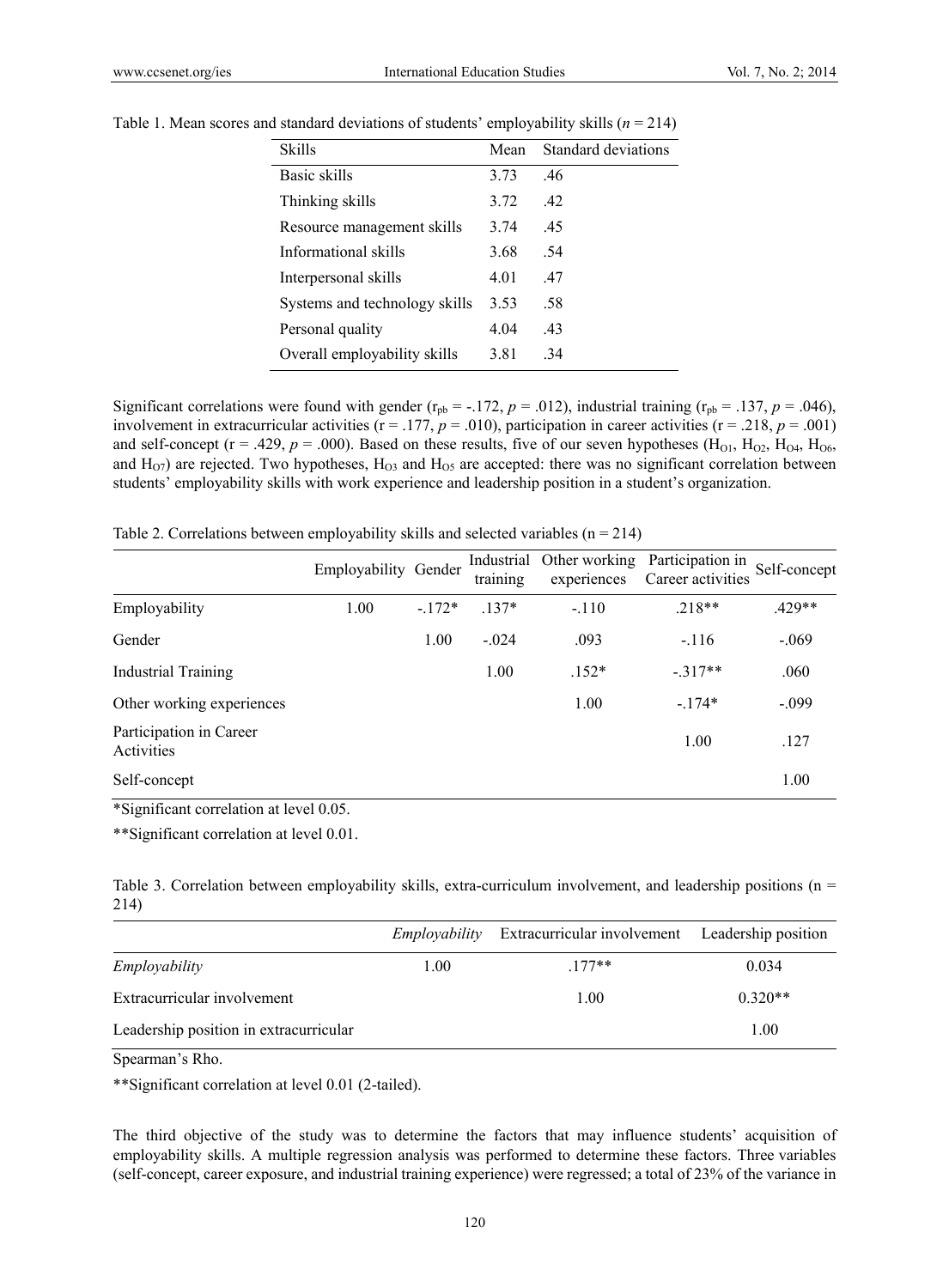Table 1. Mean scores and standard deviations of students' employability skills ($n = 214$)

| Skills | Mean | Standard deviations |
|---|---|---|
| Basic skills | 3.73 | .46 |
| Thinking skills | 3.72 | .42 |
| Resource management skills | 3.74 | .45 |
| Informational skills | 3.68 | .54 |
| Interpersonal skills | 4.01 | .47 |
| Systems and technology skills | 3.53 | .58 |
| Personal quality | 4.04 | .43 |
| Overall employability skills | 3.81 | .34 |

Significant correlations were found with gender ($r_{pb} = -.172$, $p = .012$), industrial training ($r_{pb} = .137$, $p = .046$), involvement in extracurricular activities ($r = .177$, $p = .010$), participation in career activities ($r = .218$, $p = .001$) and self-concept ($r = .429$, $p = .000$). Based on these results, five of our seven hypotheses ($H_{O1}$, $H_{O2}$, $H_{O4}$, $H_{O6}$, and $H_{O7}$) are rejected. Two hypotheses, $H_{O3}$ and $H_{O5}$ are accepted: there was no significant correlation between students' employability skills with work experience and leadership position in a student's organization.

Table 2. Correlations between employability skills and selected variables ($n = 214$)

| | Employability | Gender | Industrial training | Other working experiences | Participation in Career activities | Self-concept |
|---|---|---|---|---|---|---|
| Employability | 1.00 | -.172* | .137* | -.110 | .218** | .429** |
| Gender | | 1.00 | -.024 | .093 | -.116 | -.069 |
| Industrial Training | | | 1.00 | .152* | -.317** | .060 |
| Other working experiences | | | | 1.00 | -.174* | -.099 |
| Participation in Career Activities | | | | | 1.00 | .127 |
| Self-concept | | | | | | 1.00 |

*Significant correlation at level 0.05.

**Significant correlation at level 0.01.

Table 3. Correlation between employability skills, extra-curriculum involvement, and leadership positions ($n = 214$)

| | *Employability* | Extracurricular involvement | Leadership position |
|---|---|---|---|
| *Employability* | 1.00 | .177** | 0.034 |
| Extracurricular involvement | | 1.00 | 0.320** |
| Leadership position in extracurricular | | | 1.00 |

Spearman's Rho.

**Significant correlation at level 0.01 (2-tailed).

The third objective of the study was to determine the factors that may influence students' acquisition of employability skills. A multiple regression analysis was performed to determine these factors. Three variables (self-concept, career exposure, and industrial training experience) were regressed; a total of 23% of the variance in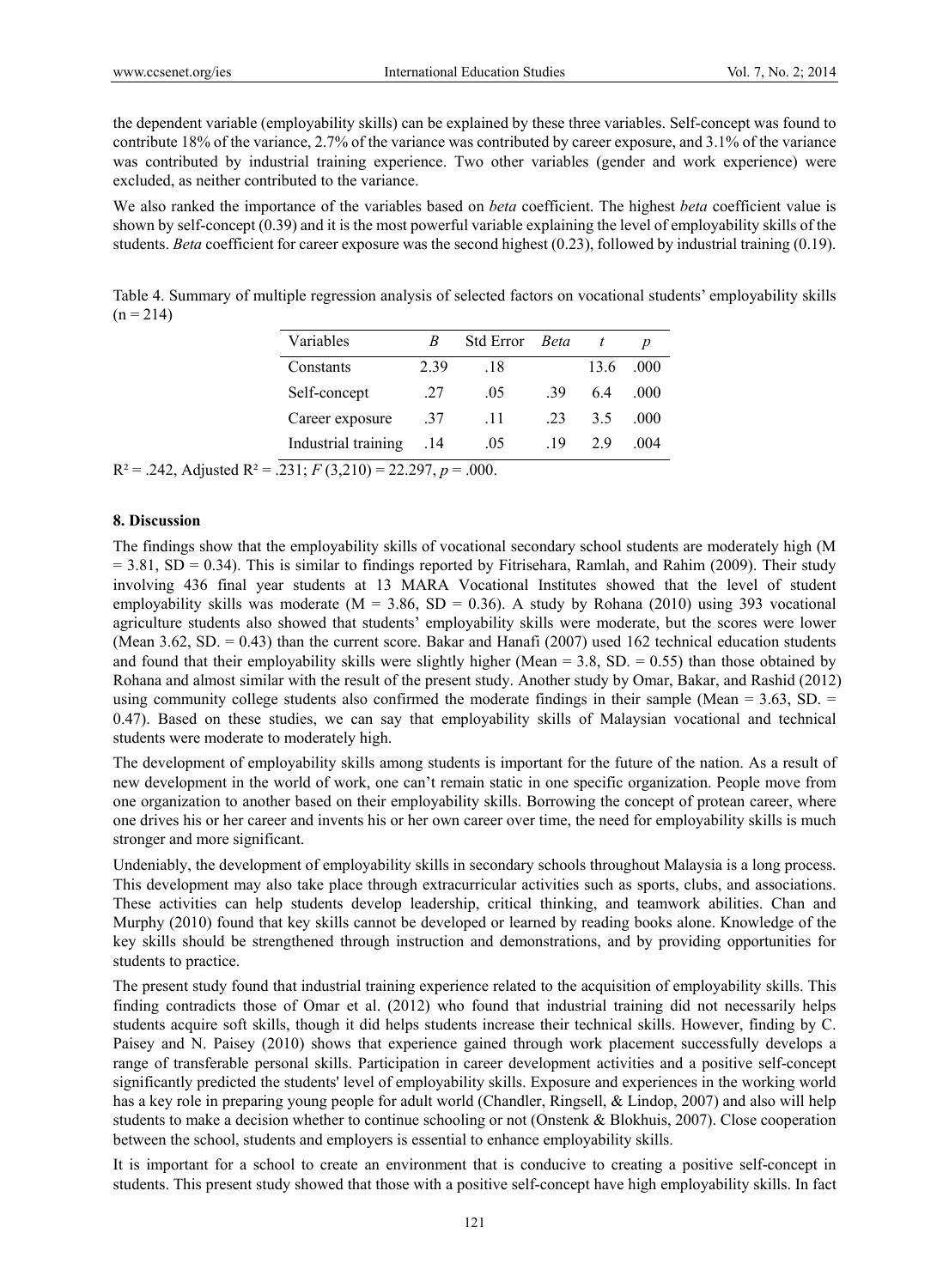the dependent variable (employability skills) can be explained by these three variables. Self-concept was found to contribute 18% of the variance, 2.7% of the variance was contributed by career exposure, and 3.1% of the variance was contributed by industrial training experience. Two other variables (gender and work experience) were excluded, as neither contributed to the variance.

We also ranked the importance of the variables based on *beta* coefficient. The highest *beta* coefficient value is shown by self-concept (0.39) and it is the most powerful variable explaining the level of employability skills of the students. *Beta* coefficient for career exposure was the second highest (0.23), followed by industrial training (0.19).

Table 4. Summary of multiple regression analysis of selected factors on vocational students' employability skills (n = 214)

| Variables | *B* | Std Error | *Beta* | *t* | *p* |
|---|---|---|---|---|---|
| Constants | 2.39 | .18 | | 13.6 | .000 |
| Self-concept | .27 | .05 | .39 | 6.4 | .000 |
| Career exposure | .37 | .11 | .23 | 3.5 | .000 |
| Industrial training | .14 | .05 | .19 | 2.9 | .004 |

$R^2 = .242$, Adjusted $R^2 = .231$; $F(3,210) = 22.297$, $p = .000$.

## 8. Discussion

The findings show that the employability skills of vocational secondary school students are moderately high (M = 3.81, SD = 0.34). This is similar to findings reported by Fitrisehara, Ramlah, and Rahim (2009). Their study involving 436 final year students at 13 MARA Vocational Institutes showed that the level of student employability skills was moderate (M = 3.86, SD = 0.36). A study by Rohana (2010) using 393 vocational agriculture students also showed that students' employability skills were moderate, but the scores were lower (Mean 3.62, SD. = 0.43) than the current score. Bakar and Hanafi (2007) used 162 technical education students and found that their employability skills were slightly higher (Mean = 3.8, SD. = 0.55) than those obtained by Rohana and almost similar with the result of the present study. Another study by Omar, Bakar, and Rashid (2012) using community college students also confirmed the moderate findings in their sample (Mean = 3.63, SD. = 0.47). Based on these studies, we can say that employability skills of Malaysian vocational and technical students were moderate to moderately high.

The development of employability skills among students is important for the future of the nation. As a result of new development in the world of work, one can't remain static in one specific organization. People move from one organization to another based on their employability skills. Borrowing the concept of protean career, where one drives his or her career and invents his or her own career over time, the need for employability skills is much stronger and more significant.

Undeniably, the development of employability skills in secondary schools throughout Malaysia is a long process. This development may also take place through extracurricular activities such as sports, clubs, and associations. These activities can help students develop leadership, critical thinking, and teamwork abilities. Chan and Murphy (2010) found that key skills cannot be developed or learned by reading books alone. Knowledge of the key skills should be strengthened through instruction and demonstrations, and by providing opportunities for students to practice.

The present study found that industrial training experience related to the acquisition of employability skills. This finding contradicts those of Omar et al. (2012) who found that industrial training did not necessarily helps students acquire soft skills, though it did helps students increase their technical skills. However, finding by C. Paisey and N. Paisey (2010) shows that experience gained through work placement successfully develops a range of transferable personal skills. Participation in career development activities and a positive self-concept significantly predicted the students' level of employability skills. Exposure and experiences in the working world has a key role in preparing young people for adult world (Chandler, Ringsell, & Lindop, 2007) and also will help students to make a decision whether to continue schooling or not (Onstenk & Blokhuis, 2007). Close cooperation between the school, students and employers is essential to enhance employability skills.

It is important for a school to create an environment that is conducive to creating a positive self-concept in students. This present study showed that those with a positive self-concept have high employability skills. In fact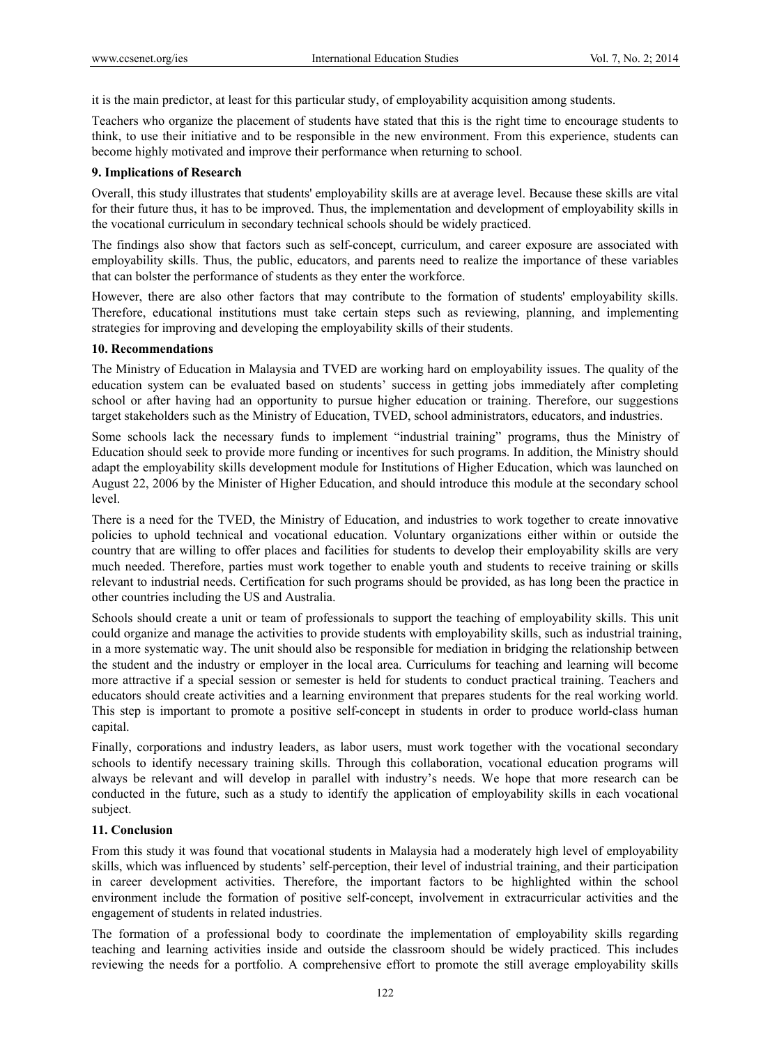it is the main predictor, at least for this particular study, of employability acquisition among students.

Teachers who organize the placement of students have stated that this is the right time to encourage students to think, to use their initiative and to be responsible in the new environment. From this experience, students can become highly motivated and improve their performance when returning to school.

## 9. Implications of Research

Overall, this study illustrates that students' employability skills are at average level. Because these skills are vital for their future thus, it has to be improved. Thus, the implementation and development of employability skills in the vocational curriculum in secondary technical schools should be widely practiced.

The findings also show that factors such as self-concept, curriculum, and career exposure are associated with employability skills. Thus, the public, educators, and parents need to realize the importance of these variables that can bolster the performance of students as they enter the workforce.

However, there are also other factors that may contribute to the formation of students' employability skills. Therefore, educational institutions must take certain steps such as reviewing, planning, and implementing strategies for improving and developing the employability skills of their students.

## 10. Recommendations

The Ministry of Education in Malaysia and TVED are working hard on employability issues. The quality of the education system can be evaluated based on students' success in getting jobs immediately after completing school or after having had an opportunity to pursue higher education or training. Therefore, our suggestions target stakeholders such as the Ministry of Education, TVED, school administrators, educators, and industries.

Some schools lack the necessary funds to implement "industrial training" programs, thus the Ministry of Education should seek to provide more funding or incentives for such programs. In addition, the Ministry should adapt the employability skills development module for Institutions of Higher Education, which was launched on August 22, 2006 by the Minister of Higher Education, and should introduce this module at the secondary school level.

There is a need for the TVED, the Ministry of Education, and industries to work together to create innovative policies to uphold technical and vocational education. Voluntary organizations either within or outside the country that are willing to offer places and facilities for students to develop their employability skills are very much needed. Therefore, parties must work together to enable youth and students to receive training or skills relevant to industrial needs. Certification for such programs should be provided, as has long been the practice in other countries including the US and Australia.

Schools should create a unit or team of professionals to support the teaching of employability skills. This unit could organize and manage the activities to provide students with employability skills, such as industrial training, in a more systematic way. The unit should also be responsible for mediation in bridging the relationship between the student and the industry or employer in the local area. Curriculums for teaching and learning will become more attractive if a special session or semester is held for students to conduct practical training. Teachers and educators should create activities and a learning environment that prepares students for the real working world. This step is important to promote a positive self-concept in students in order to produce world-class human capital.

Finally, corporations and industry leaders, as labor users, must work together with the vocational secondary schools to identify necessary training skills. Through this collaboration, vocational education programs will always be relevant and will develop in parallel with industry's needs. We hope that more research can be conducted in the future, such as a study to identify the application of employability skills in each vocational subject.

## 11. Conclusion

From this study it was found that vocational students in Malaysia had a moderately high level of employability skills, which was influenced by students' self-perception, their level of industrial training, and their participation in career development activities. Therefore, the important factors to be highlighted within the school environment include the formation of positive self-concept, involvement in extracurricular activities and the engagement of students in related industries.

The formation of a professional body to coordinate the implementation of employability skills regarding teaching and learning activities inside and outside the classroom should be widely practiced. This includes reviewing the needs for a portfolio. A comprehensive effort to promote the still average employability skills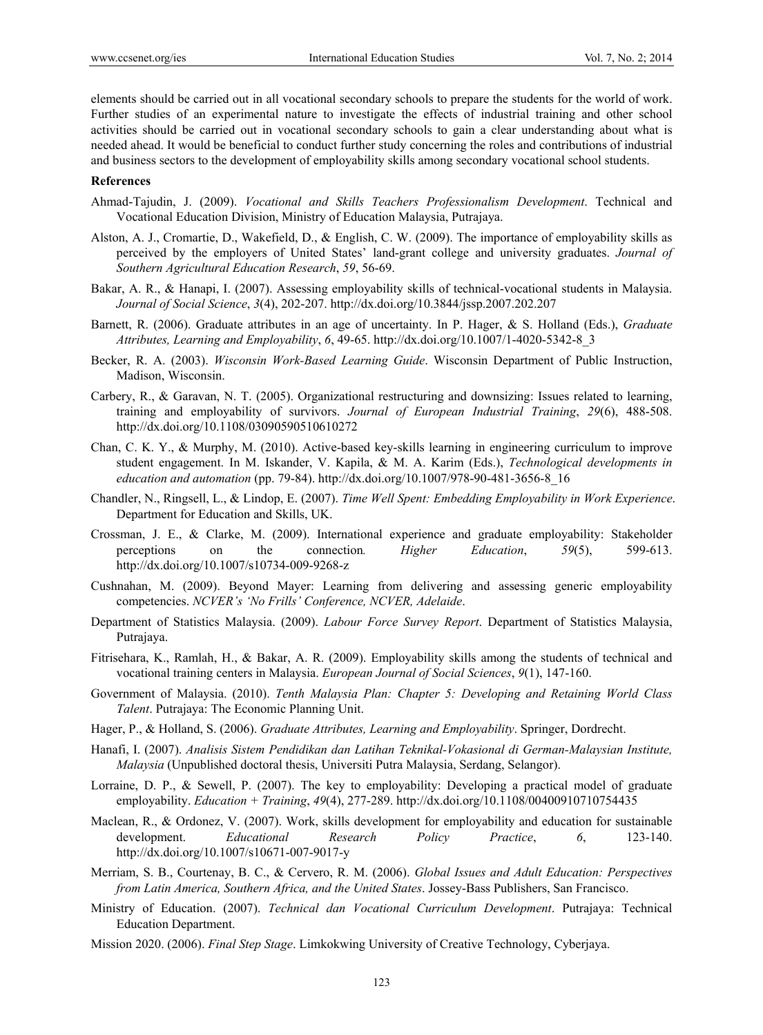elements should be carried out in all vocational secondary schools to prepare the students for the world of work. Further studies of an experimental nature to investigate the effects of industrial training and other school activities should be carried out in vocational secondary schools to gain a clear understanding about what is needed ahead. It would be beneficial to conduct further study concerning the roles and contributions of industrial and business sectors to the development of employability skills among secondary vocational school students.

**References**

Ahmad-Tajudin, J. (2009). *Vocational and Skills Teachers Professionalism Development*. Technical and Vocational Education Division, Ministry of Education Malaysia, Putrajaya.

Alston, A. J., Cromartie, D., Wakefield, D., & English, C. W. (2009). The importance of employability skills as perceived by the employers of United States' land-grant college and university graduates. *Journal of Southern Agricultural Education Research*, *59*, 56-69.

Bakar, A. R., & Hanapi, I. (2007). Assessing employability skills of technical-vocational students in Malaysia. *Journal of Social Science*, *3*(4), 202-207. http://dx.doi.org/10.3844/jssp.2007.202.207

Barnett, R. (2006). Graduate attributes in an age of uncertainty. In P. Hager, & S. Holland (Eds.), *Graduate Attributes, Learning and Employability*, *6*, 49-65. http://dx.doi.org/10.1007/1-4020-5342-8_3

Becker, R. A. (2003). *Wisconsin Work-Based Learning Guide*. Wisconsin Department of Public Instruction, Madison, Wisconsin.

Carbery, R., & Garavan, N. T. (2005). Organizational restructuring and downsizing: Issues related to learning, training and employability of survivors. *Journal of European Industrial Training*, *29*(6), 488-508. http://dx.doi.org/10.1108/03090590510610272

Chan, C. K. Y., & Murphy, M. (2010). Active-based key-skills learning in engineering curriculum to improve student engagement. In M. Iskander, V. Kapila, & M. A. Karim (Eds.), *Technological developments in education and automation* (pp. 79-84). http://dx.doi.org/10.1007/978-90-481-3656-8_16

Chandler, N., Ringsell, L., & Lindop, E. (2007). *Time Well Spent: Embedding Employability in Work Experience*. Department for Education and Skills, UK.

Crossman, J. E., & Clarke, M. (2009). International experience and graduate employability: Stakeholder perceptions on the connection*. Higher Education*, *59*(5), 599-613. http://dx.doi.org/10.1007/s10734-009-9268-z

Cushnahan, M. (2009). Beyond Mayer: Learning from delivering and assessing generic employability competencies. *NCVER's 'No Frills' Conference, NCVER, Adelaide*.

Department of Statistics Malaysia. (2009). *Labour Force Survey Report*. Department of Statistics Malaysia, Putrajaya.

Fitrisehara, K., Ramlah, H., & Bakar, A. R. (2009). Employability skills among the students of technical and vocational training centers in Malaysia. *European Journal of Social Sciences*, *9*(1), 147-160.

Government of Malaysia. (2010). *Tenth Malaysia Plan: Chapter 5: Developing and Retaining World Class Talent*. Putrajaya: The Economic Planning Unit.

Hager, P., & Holland, S. (2006). *Graduate Attributes, Learning and Employability*. Springer, Dordrecht.

Hanafi, I. (2007). *Analisis Sistem Pendidikan dan Latihan Teknikal-Vokasional di German-Malaysian Institute, Malaysia* (Unpublished doctoral thesis, Universiti Putra Malaysia, Serdang, Selangor).

Lorraine, D. P., & Sewell, P. (2007). The key to employability: Developing a practical model of graduate employability. *Education + Training*, *49*(4), 277-289. http://dx.doi.org/10.1108/00400910710754435

Maclean, R., & Ordonez, V. (2007). Work, skills development for employability and education for sustainable development. *Educational Research Policy Practice*, *6*, 123-140. http://dx.doi.org/10.1007/s10671-007-9017-y

Merriam, S. B., Courtenay, B. C., & Cervero, R. M. (2006). *Global Issues and Adult Education: Perspectives from Latin America, Southern Africa, and the United States*. Jossey-Bass Publishers, San Francisco.

Ministry of Education. (2007). *Technical dan Vocational Curriculum Development*. Putrajaya: Technical Education Department.

Mission 2020. (2006). *Final Step Stage*. Limkokwing University of Creative Technology, Cyberjaya.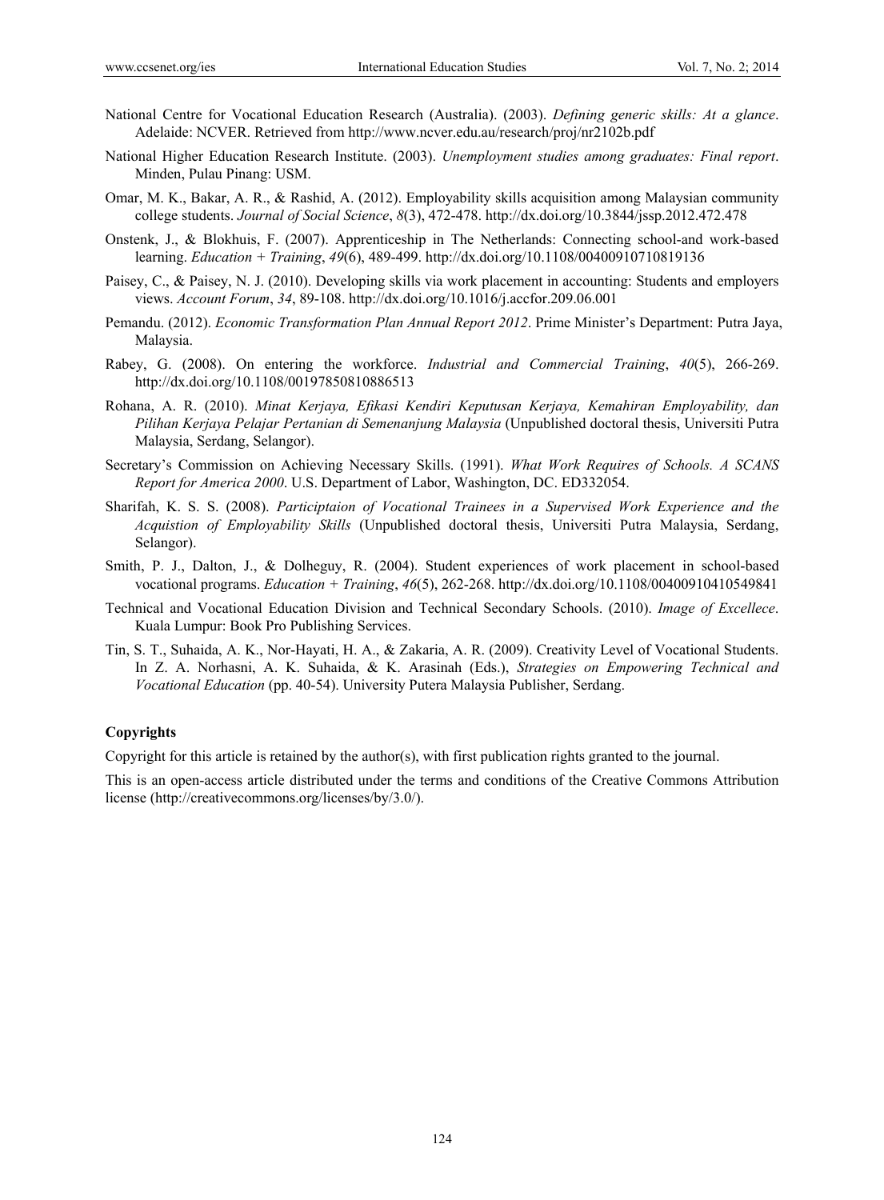National Centre for Vocational Education Research (Australia). (2003). *Defining generic skills: At a glance*. Adelaide: NCVER. Retrieved from http://www.ncver.edu.au/research/proj/nr2102b.pdf

National Higher Education Research Institute. (2003). *Unemployment studies among graduates: Final report*. Minden, Pulau Pinang: USM.

Omar, M. K., Bakar, A. R., & Rashid, A. (2012). Employability skills acquisition among Malaysian community college students. *Journal of Social Science*, *8*(3), 472-478. http://dx.doi.org/10.3844/jssp.2012.472.478

Onstenk, J., & Blokhuis, F. (2007). Apprenticeship in The Netherlands: Connecting school-and work-based learning. *Education + Training*, *49*(6), 489-499. http://dx.doi.org/10.1108/00400910710819136

Paisey, C., & Paisey, N. J. (2010). Developing skills via work placement in accounting: Students and employers views. *Account Forum*, *34*, 89-108. http://dx.doi.org/10.1016/j.accfor.209.06.001

Pemandu. (2012). *Economic Transformation Plan Annual Report 2012*. Prime Minister's Department: Putra Jaya, Malaysia.

Rabey, G. (2008). On entering the workforce. *Industrial and Commercial Training*, *40*(5), 266-269. http://dx.doi.org/10.1108/00197850810886513

Rohana, A. R. (2010). *Minat Kerjaya, Efikasi Kendiri Keputusan Kerjaya, Kemahiran Employability, dan Pilihan Kerjaya Pelajar Pertanian di Semenanjung Malaysia* (Unpublished doctoral thesis, Universiti Putra Malaysia, Serdang, Selangor).

Secretary's Commission on Achieving Necessary Skills. (1991). *What Work Requires of Schools. A SCANS Report for America 2000*. U.S. Department of Labor, Washington, DC. ED332054.

Sharifah, K. S. S. (2008). *Participtaion of Vocational Trainees in a Supervised Work Experience and the Acquistion of Employability Skills* (Unpublished doctoral thesis, Universiti Putra Malaysia, Serdang, Selangor).

Smith, P. J., Dalton, J., & Dolheguy, R. (2004). Student experiences of work placement in school-based vocational programs. *Education + Training*, *46*(5), 262-268. http://dx.doi.org/10.1108/00400910410549841

Technical and Vocational Education Division and Technical Secondary Schools. (2010). *Image of Excellece*. Kuala Lumpur: Book Pro Publishing Services.

Tin, S. T., Suhaida, A. K., Nor-Hayati, H. A., & Zakaria, A. R. (2009). Creativity Level of Vocational Students. In Z. A. Norhasni, A. K. Suhaida, & K. Arasinah (Eds.), *Strategies on Empowering Technical and Vocational Education* (pp. 40-54). University Putera Malaysia Publisher, Serdang.

**Copyrights**

Copyright for this article is retained by the author(s), with first publication rights granted to the journal.

This is an open-access article distributed under the terms and conditions of the Creative Commons Attribution license (http://creativecommons.org/licenses/by/3.0/).